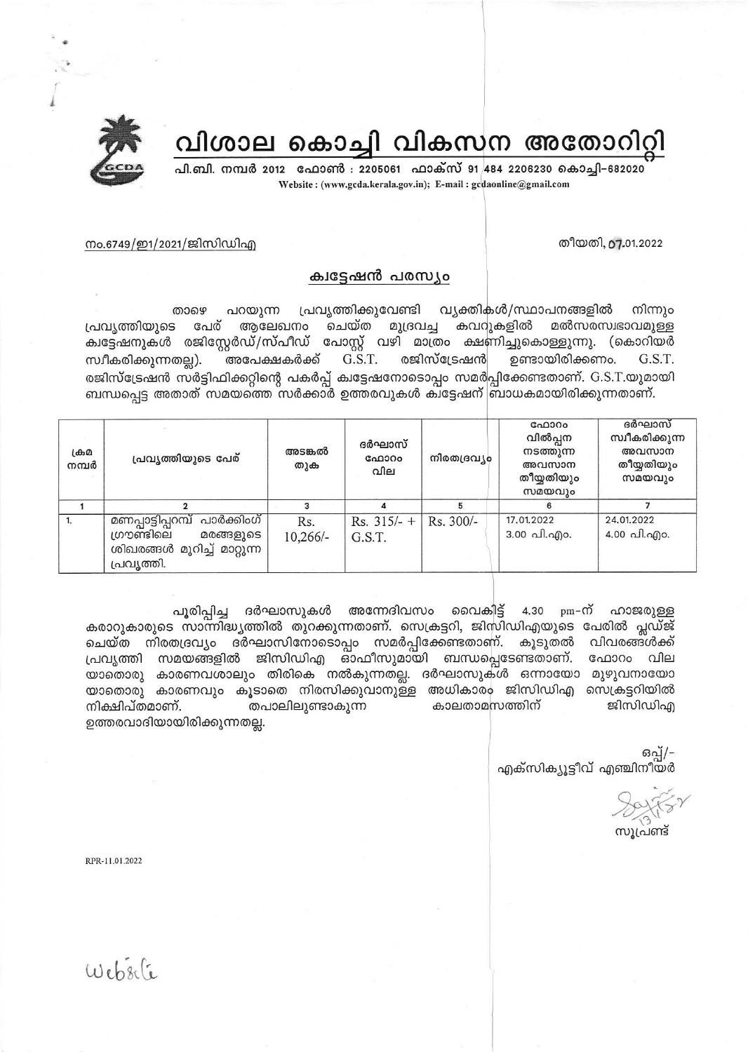# വിശാല കൊച്ചി വികസന അതോറിറ്റി

പി.ബി. നമ്പർ 2012 ഫോൺ : 2205061 ഫാക്സ് 91 484 2206230 കൊച്ചി-682020

Website : (www.gcda.kerala.gov.in); E-mail : gcdaonline@gmail.com

നം.6749/ഇ1/2021/ജിസിഡിഎ

തീയതി, 07.01.2022

## ക്വട്ടേഷൻ പരസ്യം

താഴെ പറയുന്ന പ്രവൃത്തിക്കുവേണ്ടി വ്യക്തികൾ/സ്ഥാപനങ്ങളിൽ നിന്നും പ്രവൃത്തിയുടെ പേര് ആലേഖനം ചെയ്ത മുദ്രവച്ച കവറുകളിൽ മൽസരസ്വഭാവമുള്ള ക്വട്ടേഷനുകൾ രജിസ്റ്റേർഡ്/സ്പീഡ് പോസ്റ്റ് വഴി മാത്രം ക്ഷണിച്ചുകൊള്ളുന്നു. (കൊറിയർ സ്വീകരിക്കുന്നതല്ല). അപേക്ഷകർക്ക് G.S.T. രജിസ്ട്രേഷൻ ഉണ്ടായിരിക്കണം. G.S.T. രജിസ്ട്രേഷൻ സർട്ടിഫിക്കറ്റിന്റെ പകർപ്പ് ക്വട്ടേഷനോടൊപ്പം സമർപ്പിക്കേണ്ടതാണ്. G.S.T.യുമായി ബന്ധപ്പെട്ട അതാത് സമയത്തെ സർക്കാർ ഉത്തരവുകൾ ക്വട്ടേഷന് ബാധകമായിരിക്കുന്നതാണ്.

| ക്രമ നമ്പർ | പ്രവൃത്തിയുടെ പേര് | അടങ്കൽ തുക | ദർഘാസ് ഫോറം വില | നിരതദ്രവ്യം | ഫോറം വിൽപ്പന നടത്തുന്ന അവസാന തീയ്യതിയും സമയവും | ദർഘാസ് സ്വീകരിക്കുന്ന അവസാന തീയ്യതിയും സമയവും |
|---|---|---|---|---|---|---|
| 1 | 2 | 3 | 4 | 5 | 6 | 7 |
| 1. | മണപ്പാട്ടിപ്പറമ്പ് പാർക്കിംഗ് ഗ്രൗണ്ടിലെ മരങ്ങളുടെ ശിഖരങ്ങൾ മുറിച്ച് മാറ്റുന്ന പ്രവൃത്തി. | Rs. 10,266/- | Rs. 315/- + G.S.T. | Rs. 300/- | 17.01.2022 3.00 പി.എം. | 24.01.2022 4.00 പി.എം. |

പൂരിപ്പിച്ച ദർഘാസുകൾ അന്നേദിവസം വൈകിട്ട് 4.30 pm-ന് ഹാജരുള്ള കരാറുകാരുടെ സാന്നിദ്ധ്യത്തിൽ തുറക്കുന്നതാണ്. സെക്രട്ടറി, ജിസിഡിഎയുടെ പേരിൽ പ്ലഡ്ജ് ചെയ്ത നിരതദ്രവ്യം ദർഘാസിനോടൊപ്പം സമർപ്പിക്കേണ്ടതാണ്. കൂടുതൽ വിവരങ്ങൾക്ക് പ്രവൃത്തി സമയങ്ങളിൽ ജിസിഡിഎ ഓഫീസുമായി ബന്ധപ്പെടേണ്ടതാണ്. ഫോറം വില യാതൊരു കാരണവശാലും തിരികെ നൽകുന്നതല്ല. ദർഘാസുകൾ ഒന്നായോ മുഴുവനായോ യാതൊരു കാരണവും കൂടാതെ നിരസിക്കുവാനുള്ള അധികാരം ജിസിഡിഎ സെക്രട്ടറിയിൽ നിക്ഷിപ്തമാണ്. തപാലിലുണ്ടാകുന്ന കാലതാമസത്തിന് ജിസിഡിഎ ഉത്തരവാദിയായിരിക്കുന്നതല്ല.

ഒപ്പ്/-

എക്സിക്യൂട്ടീവ് എഞ്ചിനീയർ

സൂപ്രണ്ട്

RPR-11.01.2022

Website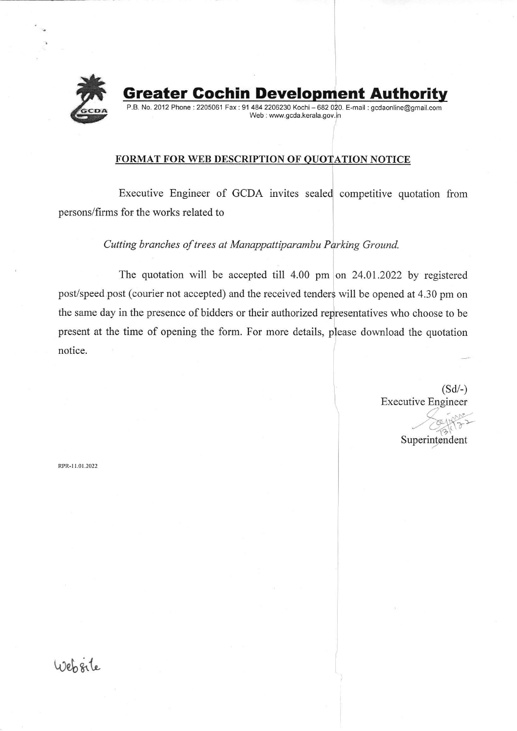# Greater Cochin Development Authority

P.B. No. 2012 Phone : 2205061 Fax : 91 484 2206230 Kochi – 682 020. E-mail : gcdaonline@gmail.com
Web : www.gcda.kerala.gov.in

## FORMAT FOR WEB DESCRIPTION OF QUOTATION NOTICE

Executive Engineer of GCDA invites sealed competitive quotation from persons/firms for the works related to

*Cutting branches of trees at Manappattiparambu Parking Ground.*

The quotation will be accepted till 4.00 pm on 24.01.2022 by registered post/speed post (courier not accepted) and the received tenders will be opened at 4.30 pm on the same day in the presence of bidders or their authorized representatives who choose to be present at the time of opening the form. For more details, please download the quotation notice.

(Sd/-)
Executive Engineer

Superintendent

RPR-11.01.2022

Website